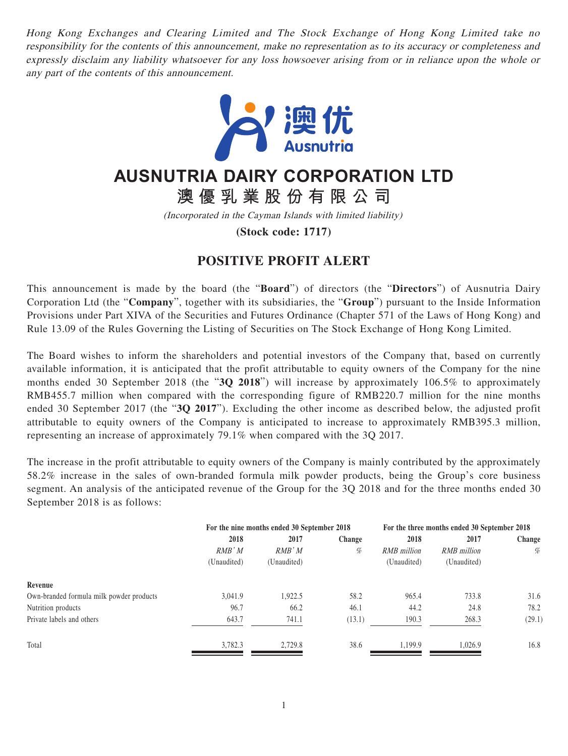*Hong Kong Exchanges and Clearing Limited and The Stock Exchange of Hong Kong Limited take no responsibility for the contents of this announcement, make no representation as to its accuracy or completeness and expressly disclaim any liability whatsoever for any loss howsoever arising from or in reliance upon the whole or any part of the contents of this announcement.*

# AUSNUTRIA DAIRY CORPORATION LTD

# 澳優乳業股份有限公司

*(Incorporated in the Cayman Islands with limited liability)*

**(Stock code: 1717)**

## POSITIVE PROFIT ALERT

This announcement is made by the board (the "**Board**") of directors (the "**Directors**") of Ausnutria Dairy Corporation Ltd (the "**Company**", together with its subsidiaries, the "**Group**") pursuant to the Inside Information Provisions under Part XIVA of the Securities and Futures Ordinance (Chapter 571 of the Laws of Hong Kong) and Rule 13.09 of the Rules Governing the Listing of Securities on The Stock Exchange of Hong Kong Limited.

The Board wishes to inform the shareholders and potential investors of the Company that, based on currently available information, it is anticipated that the profit attributable to equity owners of the Company for the nine months ended 30 September 2018 (the "**3Q 2018**") will increase by approximately 106.5% to approximately RMB455.7 million when compared with the corresponding figure of RMB220.7 million for the nine months ended 30 September 2017 (the "**3Q 2017**"). Excluding the other income as described below, the adjusted profit attributable to equity owners of the Company is anticipated to increase to approximately RMB395.3 million, representing an increase of approximately 79.1% when compared with the 3Q 2017.

The increase in the profit attributable to equity owners of the Company is mainly contributed by the approximately 58.2% increase in the sales of own-branded formula milk powder products, being the Group's core business segment. An analysis of the anticipated revenue of the Group for the 3Q 2018 and for the three months ended 30 September 2018 is as follows:

| | For the nine months ended 30 September 2018 | | | For the three months ended 30 September 2018 | | |
|---|---|---|---|---|---|---|
| | 2018 | 2017 | Change | 2018 | 2017 | Change |
| | *RMB'M* | *RMB'M* | *%* | *RMB million* | *RMB million* | *%* |
| | (Unaudited) | (Unaudited) | | (Unaudited) | (Unaudited) | |
| **Revenue** | | | | | | |
| Own-branded formula milk powder products | 3,041.9 | 1,922.5 | 58.2 | 965.4 | 733.8 | 31.6 |
| Nutrition products | 96.7 | 66.2 | 46.1 | 44.2 | 24.8 | 78.2 |
| Private labels and others | 643.7 | 741.1 | (13.1) | 190.3 | 268.3 | (29.1) |
| Total | 3,782.3 | 2,729.8 | 38.6 | 1,199.9 | 1,026.9 | 16.8 |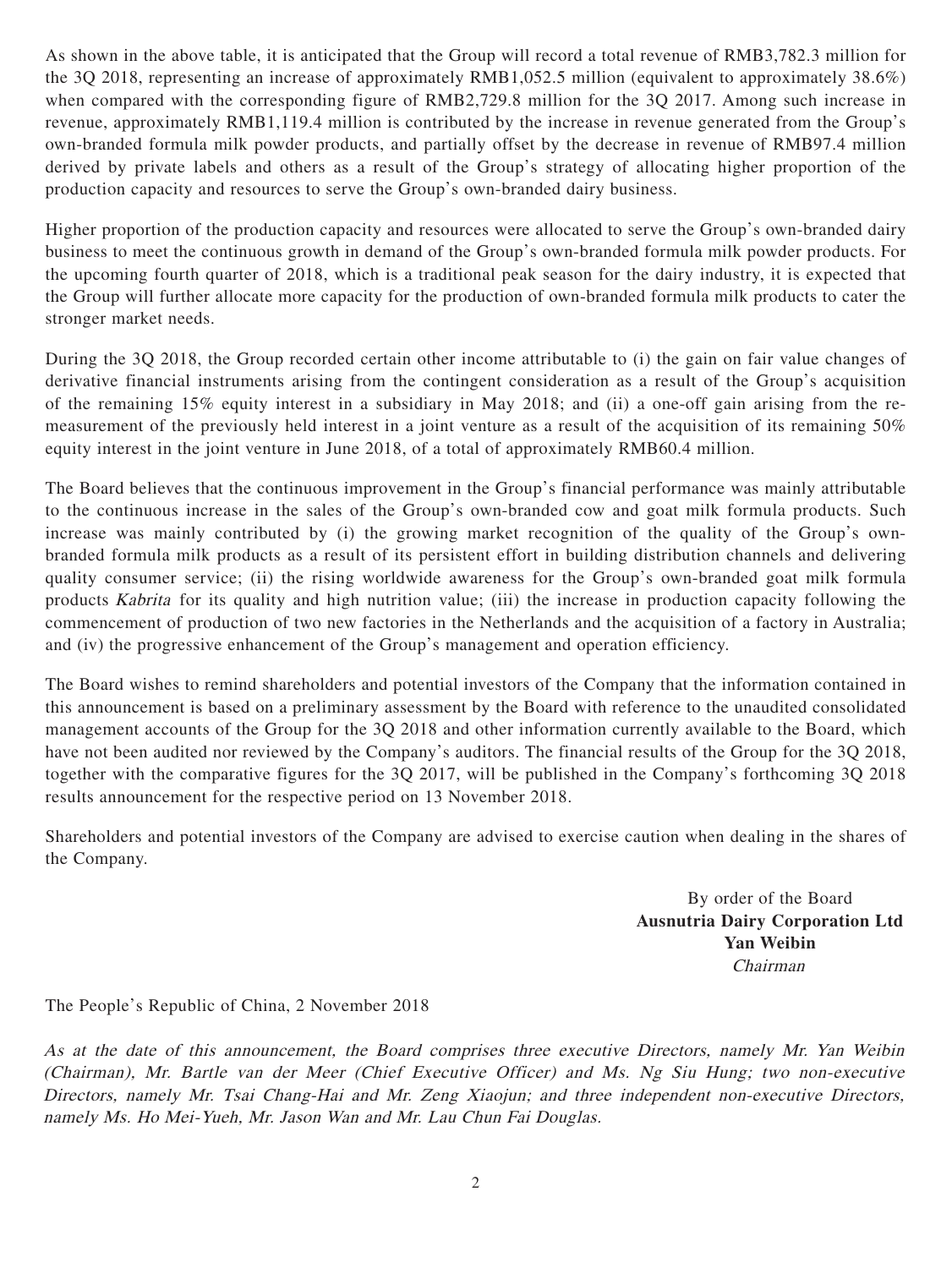As shown in the above table, it is anticipated that the Group will record a total revenue of RMB3,782.3 million for the 3Q 2018, representing an increase of approximately RMB1,052.5 million (equivalent to approximately 38.6%) when compared with the corresponding figure of RMB2,729.8 million for the 3Q 2017. Among such increase in revenue, approximately RMB1,119.4 million is contributed by the increase in revenue generated from the Group's own-branded formula milk powder products, and partially offset by the decrease in revenue of RMB97.4 million derived by private labels and others as a result of the Group's strategy of allocating higher proportion of the production capacity and resources to serve the Group's own-branded dairy business.

Higher proportion of the production capacity and resources were allocated to serve the Group's own-branded dairy business to meet the continuous growth in demand of the Group's own-branded formula milk powder products. For the upcoming fourth quarter of 2018, which is a traditional peak season for the dairy industry, it is expected that the Group will further allocate more capacity for the production of own-branded formula milk products to cater the stronger market needs.

During the 3Q 2018, the Group recorded certain other income attributable to (i) the gain on fair value changes of derivative financial instruments arising from the contingent consideration as a result of the Group's acquisition of the remaining 15% equity interest in a subsidiary in May 2018; and (ii) a one-off gain arising from the re-measurement of the previously held interest in a joint venture as a result of the acquisition of its remaining 50% equity interest in the joint venture in June 2018, of a total of approximately RMB60.4 million.

The Board believes that the continuous improvement in the Group's financial performance was mainly attributable to the continuous increase in the sales of the Group's own-branded cow and goat milk formula products. Such increase was mainly contributed by (i) the growing market recognition of the quality of the Group's own-branded formula milk products as a result of its persistent effort in building distribution channels and delivering quality consumer service; (ii) the rising worldwide awareness for the Group's own-branded goat milk formula products *Kabrita* for its quality and high nutrition value; (iii) the increase in production capacity following the commencement of production of two new factories in the Netherlands and the acquisition of a factory in Australia; and (iv) the progressive enhancement of the Group's management and operation efficiency.

The Board wishes to remind shareholders and potential investors of the Company that the information contained in this announcement is based on a preliminary assessment by the Board with reference to the unaudited consolidated management accounts of the Group for the 3Q 2018 and other information currently available to the Board, which have not been audited nor reviewed by the Company's auditors. The financial results of the Group for the 3Q 2018, together with the comparative figures for the 3Q 2017, will be published in the Company's forthcoming 3Q 2018 results announcement for the respective period on 13 November 2018.

Shareholders and potential investors of the Company are advised to exercise caution when dealing in the shares of the Company.

By order of the Board
**Ausnutria Dairy Corporation Ltd**
**Yan Weibin**
*Chairman*

The People's Republic of China, 2 November 2018

*As at the date of this announcement, the Board comprises three executive Directors, namely Mr. Yan Weibin (Chairman), Mr. Bartle van der Meer (Chief Executive Officer) and Ms. Ng Siu Hung; two non-executive Directors, namely Mr. Tsai Chang-Hai and Mr. Zeng Xiaojun; and three independent non-executive Directors, namely Ms. Ho Mei-Yueh, Mr. Jason Wan and Mr. Lau Chun Fai Douglas.*